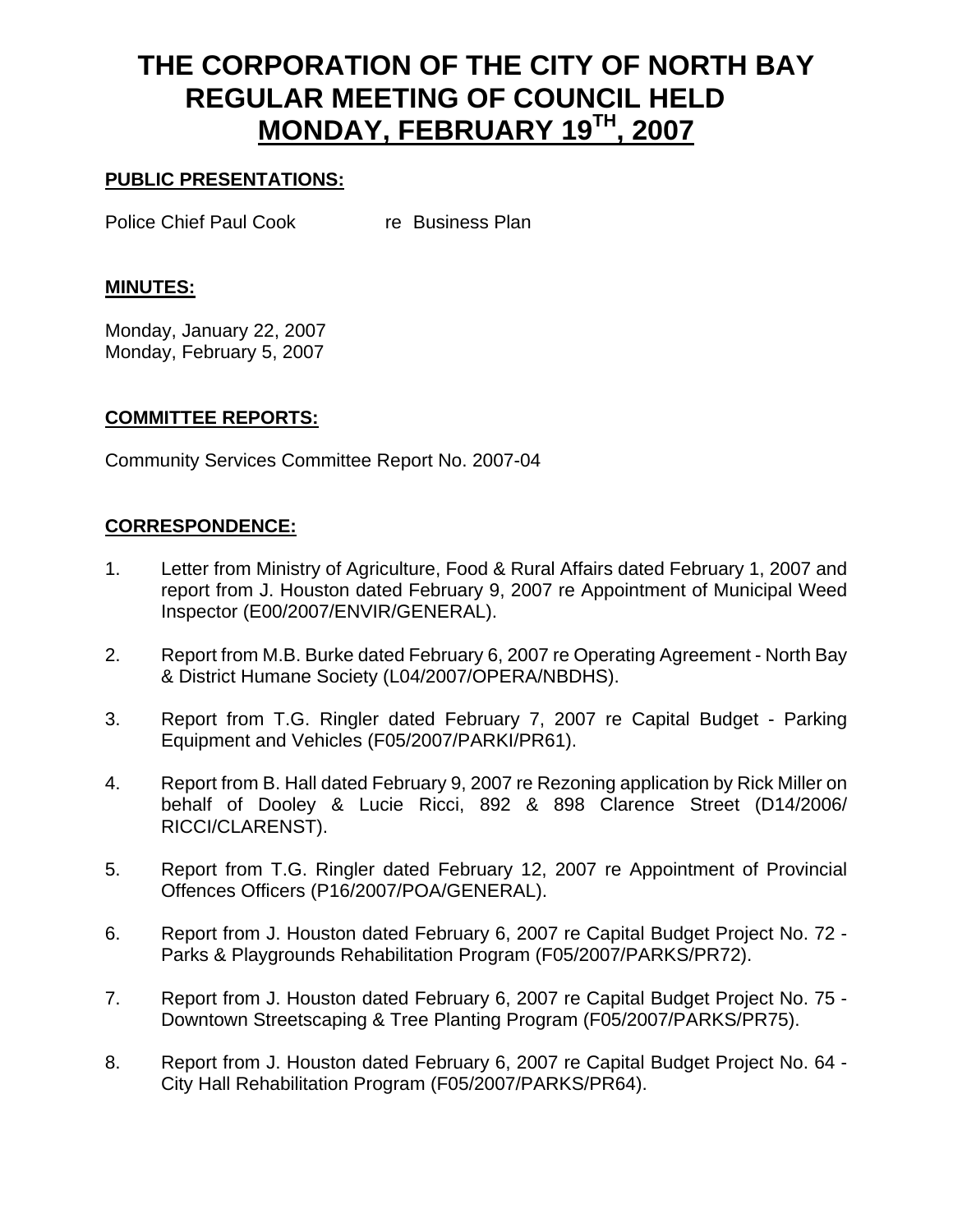# THE CORPORATION OF THE CITY OF NORTH BAY REGULAR MEETING OF COUNCIL HELD MONDAY, FEBRUARY 19TH, 2007

## PUBLIC PRESENTATIONS:

Police Chief Paul Cook re Business Plan

## MINUTES:

Monday, January 22, 2007
Monday, February 5, 2007

## COMMITTEE REPORTS:

Community Services Committee Report No. 2007-04

## CORRESPONDENCE:

1. Letter from Ministry of Agriculture, Food & Rural Affairs dated February 1, 2007 and report from J. Houston dated February 9, 2007 re Appointment of Municipal Weed Inspector (E00/2007/ENVIR/GENERAL).

2. Report from M.B. Burke dated February 6, 2007 re Operating Agreement - North Bay & District Humane Society (L04/2007/OPERA/NBDHS).

3. Report from T.G. Ringler dated February 7, 2007 re Capital Budget - Parking Equipment and Vehicles (F05/2007/PARKI/PR61).

4. Report from B. Hall dated February 9, 2007 re Rezoning application by Rick Miller on behalf of Dooley & Lucie Ricci, 892 & 898 Clarence Street (D14/2006/RICCI/CLARENST).

5. Report from T.G. Ringler dated February 12, 2007 re Appointment of Provincial Offences Officers (P16/2007/POA/GENERAL).

6. Report from J. Houston dated February 6, 2007 re Capital Budget Project No. 72 - Parks & Playgrounds Rehabilitation Program (F05/2007/PARKS/PR72).

7. Report from J. Houston dated February 6, 2007 re Capital Budget Project No. 75 - Downtown Streetscaping & Tree Planting Program (F05/2007/PARKS/PR75).

8. Report from J. Houston dated February 6, 2007 re Capital Budget Project No. 64 - City Hall Rehabilitation Program (F05/2007/PARKS/PR64).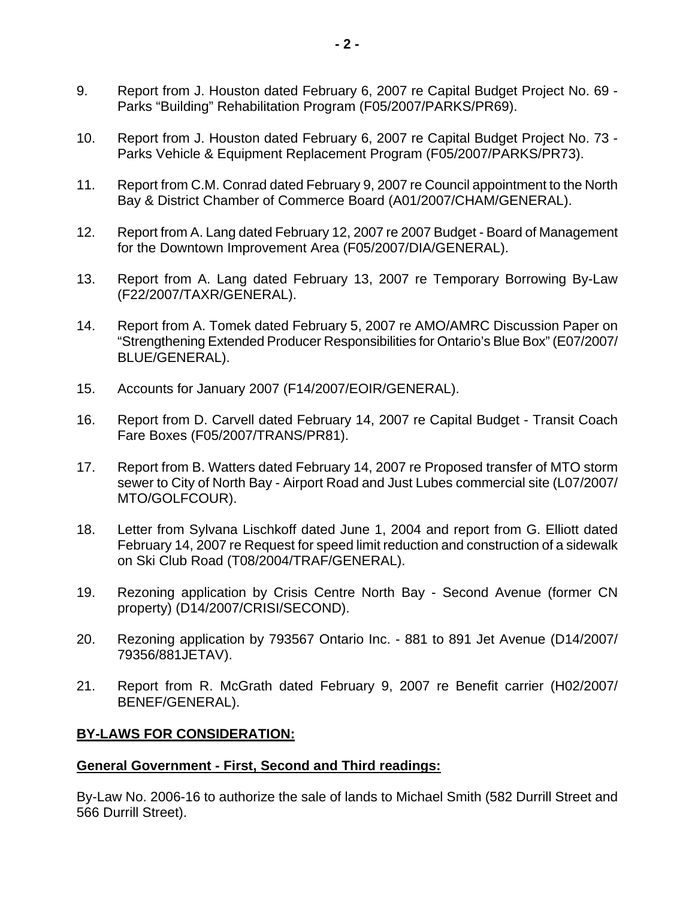9. Report from J. Houston dated February 6, 2007 re Capital Budget Project No. 69 - Parks "Building" Rehabilitation Program (F05/2007/PARKS/PR69).

10. Report from J. Houston dated February 6, 2007 re Capital Budget Project No. 73 - Parks Vehicle & Equipment Replacement Program (F05/2007/PARKS/PR73).

11. Report from C.M. Conrad dated February 9, 2007 re Council appointment to the North Bay & District Chamber of Commerce Board (A01/2007/CHAM/GENERAL).

12. Report from A. Lang dated February 12, 2007 re 2007 Budget - Board of Management for the Downtown Improvement Area (F05/2007/DIA/GENERAL).

13. Report from A. Lang dated February 13, 2007 re Temporary Borrowing By-Law (F22/2007/TAXR/GENERAL).

14. Report from A. Tomek dated February 5, 2007 re AMO/AMRC Discussion Paper on "Strengthening Extended Producer Responsibilities for Ontario's Blue Box" (E07/2007/BLUE/GENERAL).

15. Accounts for January 2007 (F14/2007/EOIR/GENERAL).

16. Report from D. Carvell dated February 14, 2007 re Capital Budget - Transit Coach Fare Boxes (F05/2007/TRANS/PR81).

17. Report from B. Watters dated February 14, 2007 re Proposed transfer of MTO storm sewer to City of North Bay - Airport Road and Just Lubes commercial site (L07/2007/MTO/GOLFCOUR).

18. Letter from Sylvana Lischkoff dated June 1, 2004 and report from G. Elliott dated February 14, 2007 re Request for speed limit reduction and construction of a sidewalk on Ski Club Road (T08/2004/TRAF/GENERAL).

19. Rezoning application by Crisis Centre North Bay - Second Avenue (former CN property) (D14/2007/CRISI/SECOND).

20. Rezoning application by 793567 Ontario Inc. - 881 to 891 Jet Avenue (D14/2007/79356/881JETAV).

21. Report from R. McGrath dated February 9, 2007 re Benefit carrier (H02/2007/BENEF/GENERAL).

## **BY-LAWS FOR CONSIDERATION:**

### **General Government - First, Second and Third readings:**

By-Law No. 2006-16 to authorize the sale of lands to Michael Smith (582 Durrill Street and 566 Durrill Street).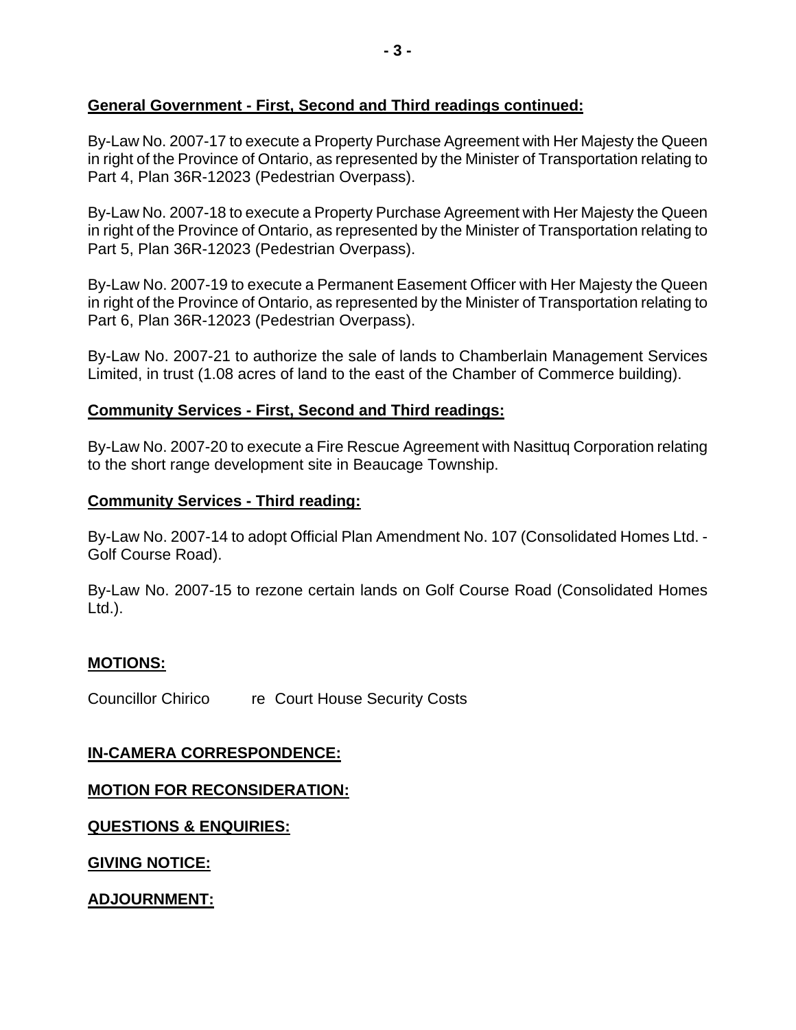**General Government - First, Second and Third readings continued:**

By-Law No. 2007-17 to execute a Property Purchase Agreement with Her Majesty the Queen in right of the Province of Ontario, as represented by the Minister of Transportation relating to Part 4, Plan 36R-12023 (Pedestrian Overpass).

By-Law No. 2007-18 to execute a Property Purchase Agreement with Her Majesty the Queen in right of the Province of Ontario, as represented by the Minister of Transportation relating to Part 5, Plan 36R-12023 (Pedestrian Overpass).

By-Law No. 2007-19 to execute a Permanent Easement Officer with Her Majesty the Queen in right of the Province of Ontario, as represented by the Minister of Transportation relating to Part 6, Plan 36R-12023 (Pedestrian Overpass).

By-Law No. 2007-21 to authorize the sale of lands to Chamberlain Management Services Limited, in trust (1.08 acres of land to the east of the Chamber of Commerce building).

**Community Services - First, Second and Third readings:**

By-Law No. 2007-20 to execute a Fire Rescue Agreement with Nasittuq Corporation relating to the short range development site in Beaucage Township.

**Community Services - Third reading:**

By-Law No. 2007-14 to adopt Official Plan Amendment No. 107 (Consolidated Homes Ltd. - Golf Course Road).

By-Law No. 2007-15 to rezone certain lands on Golf Course Road (Consolidated Homes Ltd.).

**MOTIONS:**

Councillor Chirico re Court House Security Costs

**IN-CAMERA CORRESPONDENCE:**

**MOTION FOR RECONSIDERATION:**

**QUESTIONS & ENQUIRIES:**

**GIVING NOTICE:**

**ADJOURNMENT:**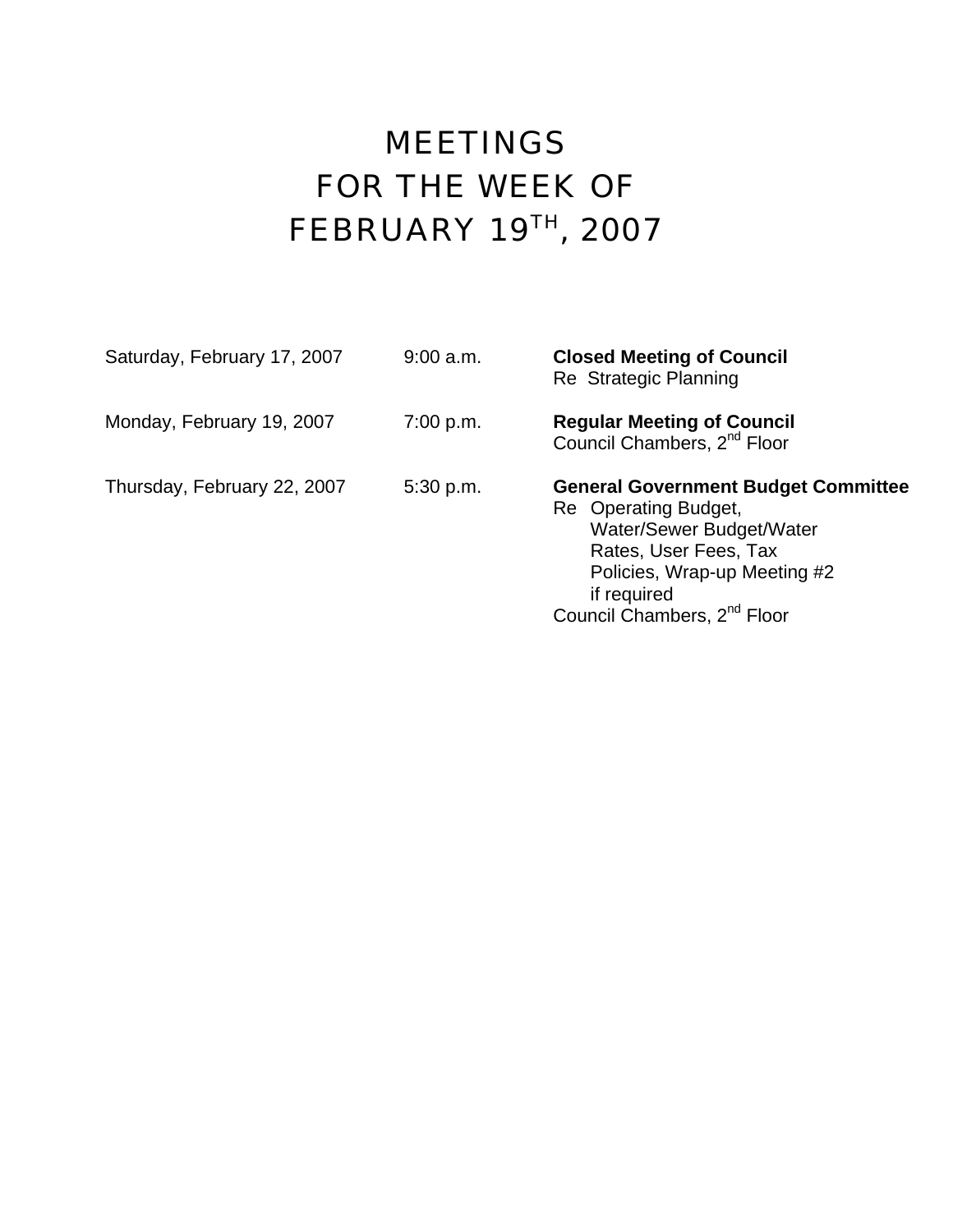# MEETINGS
# FOR THE WEEK OF
# FEBRUARY 19$^{TH}$, 2007

| | | |
|---|---|---|
| Saturday, February 17, 2007 | 9:00 a.m. | **Closed Meeting of Council**<br>Re Strategic Planning |
| Monday, February 19, 2007 | 7:00 p.m. | **Regular Meeting of Council**<br>Council Chambers, 2$^{nd}$ Floor |
| Thursday, February 22, 2007 | 5:30 p.m. | **General Government Budget Committee**<br>Re Operating Budget, Water/Sewer Budget/Water Rates, User Fees, Tax Policies, Wrap-up Meeting #2 if required<br>Council Chambers, 2$^{nd}$ Floor |